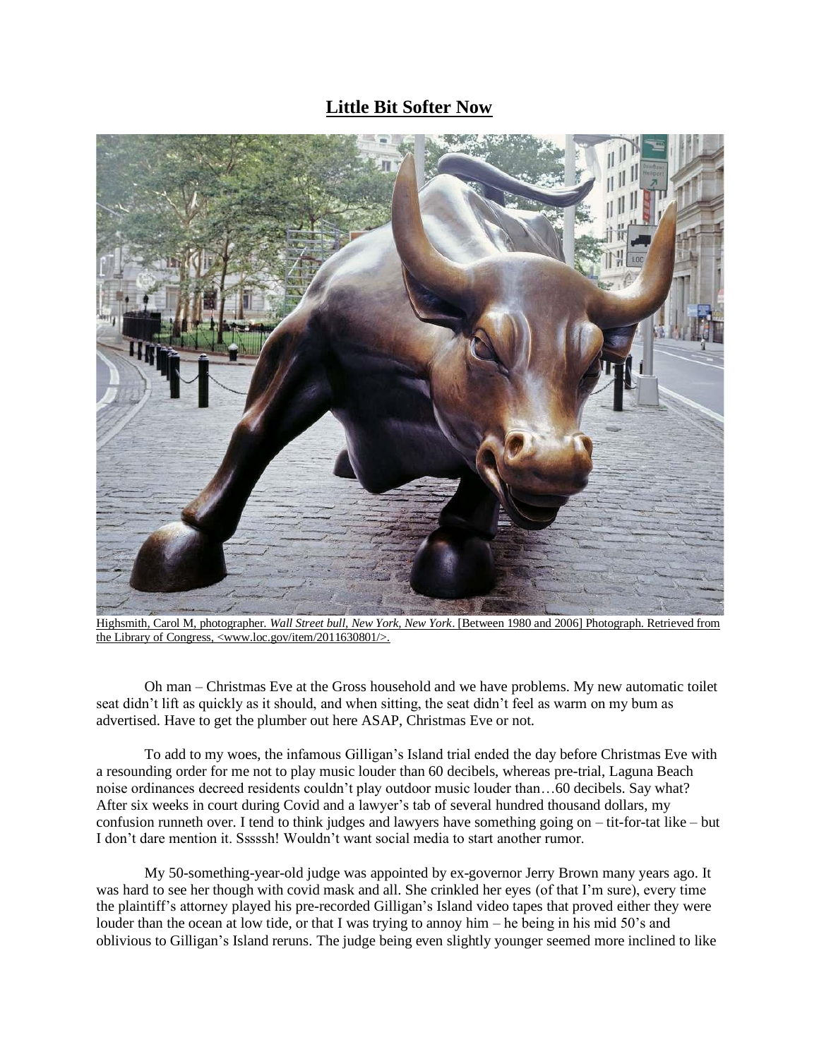# Little Bit Softer Now

Highsmith, Carol M, photographer. *Wall Street bull, New York, New York*. [Between 1980 and 2006] Photograph. Retrieved from the Library of Congress, <www.loc.gov/item/2011630801/>.

Oh man – Christmas Eve at the Gross household and we have problems. My new automatic toilet seat didn't lift as quickly as it should, and when sitting, the seat didn't feel as warm on my bum as advertised. Have to get the plumber out here ASAP, Christmas Eve or not.

To add to my woes, the infamous Gilligan's Island trial ended the day before Christmas Eve with a resounding order for me not to play music louder than 60 decibels, whereas pre-trial, Laguna Beach noise ordinances decreed residents couldn't play outdoor music louder than…60 decibels. Say what? After six weeks in court during Covid and a lawyer's tab of several hundred thousand dollars, my confusion runneth over. I tend to think judges and lawyers have something going on – tit-for-tat like – but I don't dare mention it. Sssssh! Wouldn't want social media to start another rumor.

My 50-something-year-old judge was appointed by ex-governor Jerry Brown many years ago. It was hard to see her though with covid mask and all. She crinkled her eyes (of that I'm sure), every time the plaintiff's attorney played his pre-recorded Gilligan's Island video tapes that proved either they were louder than the ocean at low tide, or that I was trying to annoy him – he being in his mid 50's and oblivious to Gilligan's Island reruns. The judge being even slightly younger seemed more inclined to like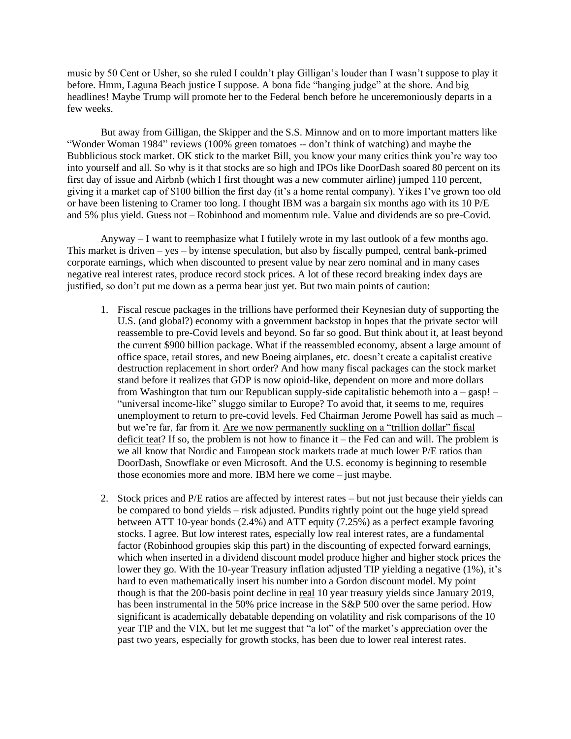music by 50 Cent or Usher, so she ruled I couldn't play Gilligan's louder than I wasn't suppose to play it before. Hmm, Laguna Beach justice I suppose. A bona fide "hanging judge" at the shore. And big headlines! Maybe Trump will promote her to the Federal bench before he unceremoniously departs in a few weeks.

But away from Gilligan, the Skipper and the S.S. Minnow and on to more important matters like "Wonder Woman 1984" reviews (100% green tomatoes -- don't think of watching) and maybe the Bubblicious stock market. OK stick to the market Bill, you know your many critics think you're way too into yourself and all. So why is it that stocks are so high and IPOs like DoorDash soared 80 percent on its first day of issue and Airbnb (which I first thought was a new commuter airline) jumped 110 percent, giving it a market cap of $100 billion the first day (it's a home rental company). Yikes I've grown too old or have been listening to Cramer too long. I thought IBM was a bargain six months ago with its 10 P/E and 5% plus yield. Guess not – Robinhood and momentum rule. Value and dividends are so pre-Covid.

Anyway – I want to reemphasize what I futilely wrote in my last outlook of a few months ago. This market is driven – yes – by intense speculation, but also by fiscally pumped, central bank-primed corporate earnings, which when discounted to present value by near zero nominal and in many cases negative real interest rates, produce record stock prices. A lot of these record breaking index days are justified, so don't put me down as a perma bear just yet. But two main points of caution:

1. Fiscal rescue packages in the trillions have performed their Keynesian duty of supporting the U.S. (and global?) economy with a government backstop in hopes that the private sector will reassemble to pre-Covid levels and beyond. So far so good. But think about it, at least beyond the current $900 billion package. What if the reassembled economy, absent a large amount of office space, retail stores, and new Boeing airplanes, etc. doesn't create a capitalist creative destruction replacement in short order? And how many fiscal packages can the stock market stand before it realizes that GDP is now opioid-like, dependent on more and more dollars from Washington that turn our Republican supply-side capitalistic behemoth into a – gasp! – "universal income-like" sluggo similar to Europe? To avoid that, it seems to me, requires unemployment to return to pre-covid levels. Fed Chairman Jerome Powell has said as much – but we're far, far from it. <u>Are we now permanently suckling on a "trillion dollar" fiscal deficit teat</u>? If so, the problem is not how to finance it – the Fed can and will. The problem is we all know that Nordic and European stock markets trade at much lower P/E ratios than DoorDash, Snowflake or even Microsoft. And the U.S. economy is beginning to resemble those economies more and more. IBM here we come – just maybe.

2. Stock prices and P/E ratios are affected by interest rates – but not just because their yields can be compared to bond yields – risk adjusted. Pundits rightly point out the huge yield spread between ATT 10-year bonds (2.4%) and ATT equity (7.25%) as a perfect example favoring stocks. I agree. But low interest rates, especially low real interest rates, are a fundamental factor (Robinhood groupies skip this part) in the discounting of expected forward earnings, which when inserted in a dividend discount model produce higher and higher stock prices the lower they go. With the 10-year Treasury inflation adjusted TIP yielding a negative (1%), it's hard to even mathematically insert his number into a Gordon discount model. My point though is that the 200-basis point decline in <u>real</u> 10 year treasury yields since January 2019, has been instrumental in the 50% price increase in the S&P 500 over the same period. How significant is academically debatable depending on volatility and risk comparisons of the 10 year TIP and the VIX, but let me suggest that "a lot" of the market's appreciation over the past two years, especially for growth stocks, has been due to lower real interest rates.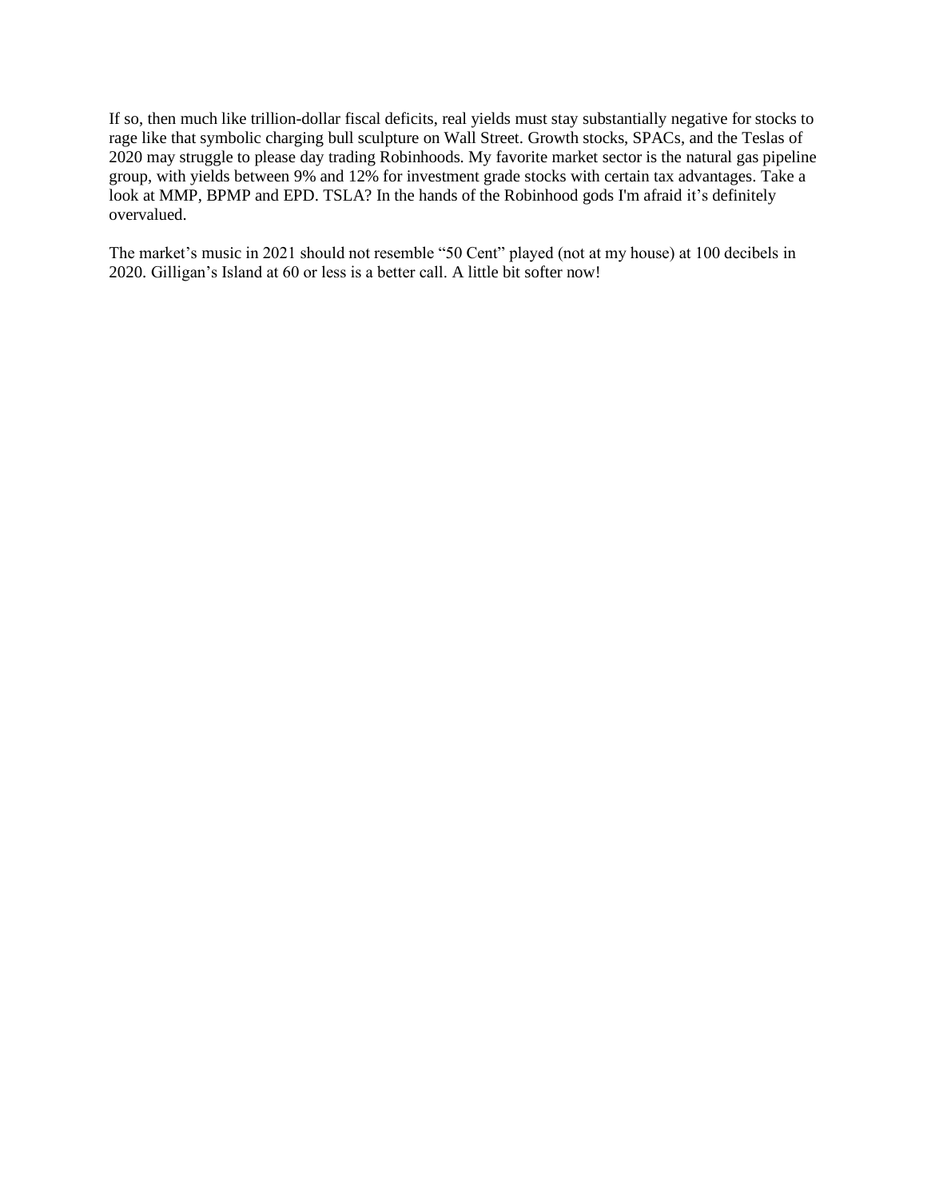If so, then much like trillion-dollar fiscal deficits, real yields must stay substantially negative for stocks to rage like that symbolic charging bull sculpture on Wall Street. Growth stocks, SPACs, and the Teslas of 2020 may struggle to please day trading Robinhoods. My favorite market sector is the natural gas pipeline group, with yields between 9% and 12% for investment grade stocks with certain tax advantages. Take a look at MMP, BPMP and EPD. TSLA? In the hands of the Robinhood gods I'm afraid it's definitely overvalued.

The market's music in 2021 should not resemble "50 Cent" played (not at my house) at 100 decibels in 2020. Gilligan's Island at 60 or less is a better call. A little bit softer now!